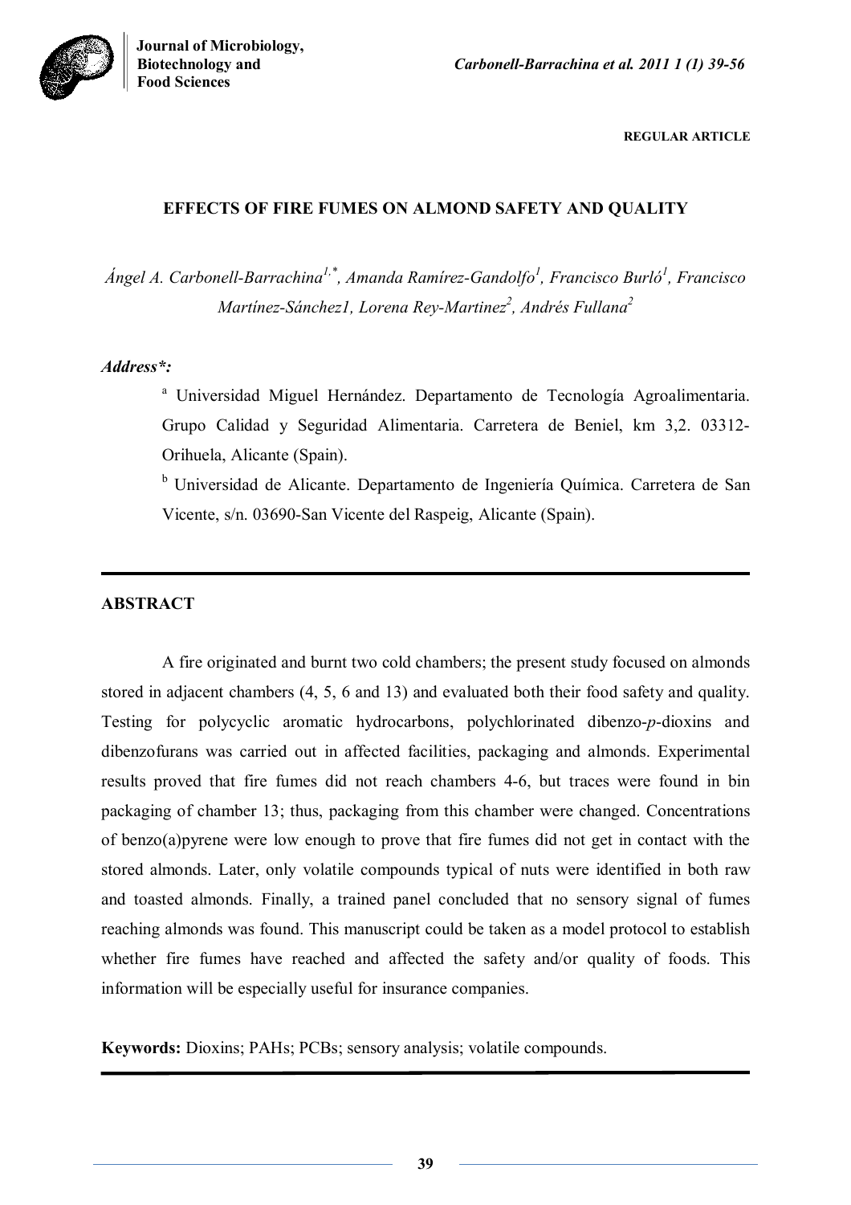**REGULAR ARTICLE**

# EFFECTS OF FIRE FUMES ON ALMOND SAFETY AND QUALITY

*Ángel A. Carbonell-Barrachina[1,*], Amanda Ramírez-Gandolfo[1], Francisco Burló[1], Francisco Martínez-Sánchez1, Lorena Rey-Martinez[2], Andrés Fullana[2]*

***Address*:***

[a] Universidad Miguel Hernández. Departamento de Tecnología Agroalimentaria. Grupo Calidad y Seguridad Alimentaria. Carretera de Beniel, km 3,2. 03312-Orihuela, Alicante (Spain).

[b] Universidad de Alicante. Departamento de Ingeniería Química. Carretera de San Vicente, s/n. 03690-San Vicente del Raspeig, Alicante (Spain).

## ABSTRACT

A fire originated and burnt two cold chambers; the present study focused on almonds stored in adjacent chambers (4, 5, 6 and 13) and evaluated both their food safety and quality. Testing for polycyclic aromatic hydrocarbons, polychlorinated dibenzo-*p*-dioxins and dibenzofurans was carried out in affected facilities, packaging and almonds. Experimental results proved that fire fumes did not reach chambers 4-6, but traces were found in bin packaging of chamber 13; thus, packaging from this chamber were changed. Concentrations of benzo(a)pyrene were low enough to prove that fire fumes did not get in contact with the stored almonds. Later, only volatile compounds typical of nuts were identified in both raw and toasted almonds. Finally, a trained panel concluded that no sensory signal of fumes reaching almonds was found. This manuscript could be taken as a model protocol to establish whether fire fumes have reached and affected the safety and/or quality of foods. This information will be especially useful for insurance companies.

**Keywords:** Dioxins; PAHs; PCBs; sensory analysis; volatile compounds.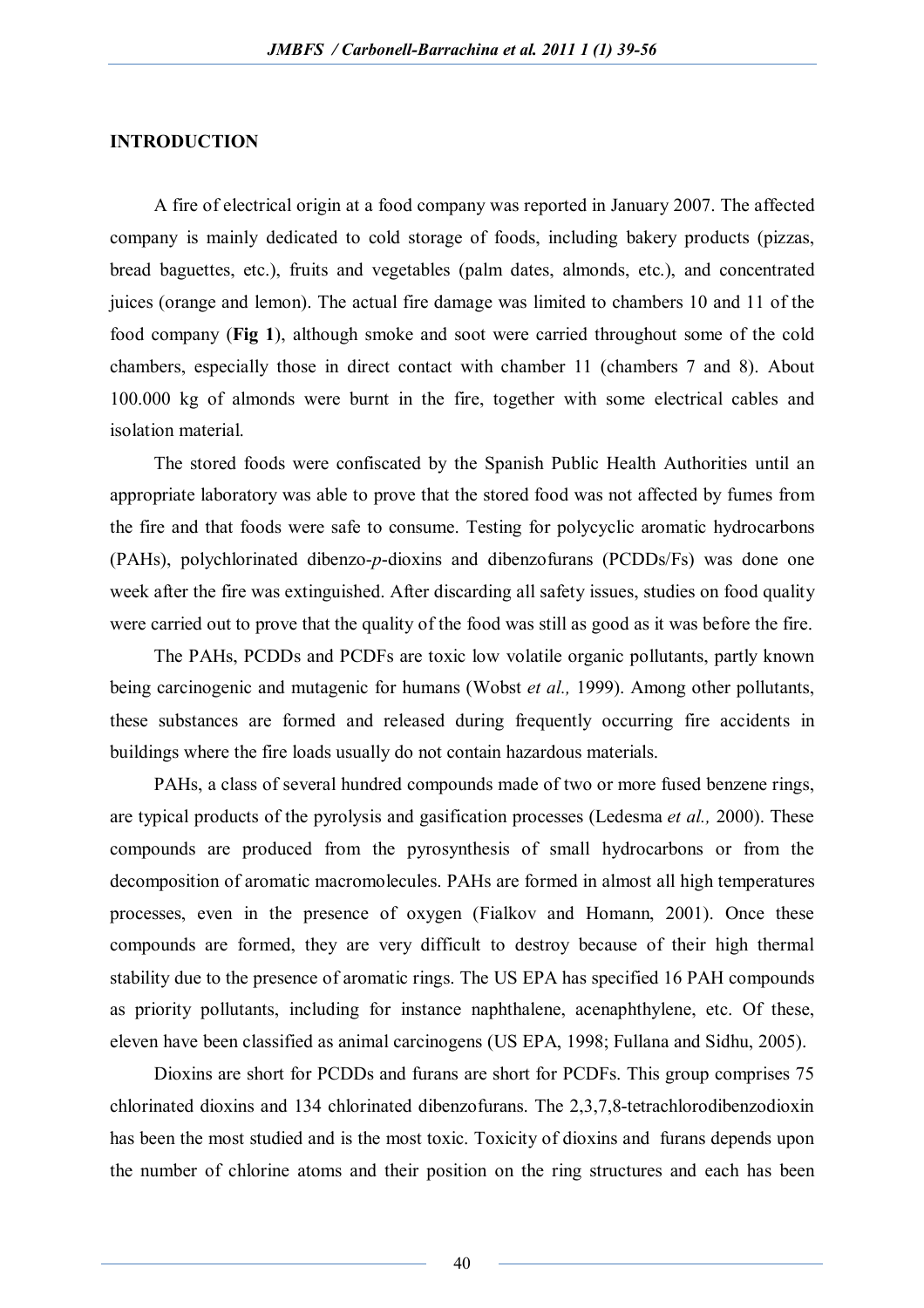## INTRODUCTION

A fire of electrical origin at a food company was reported in January 2007. The affected company is mainly dedicated to cold storage of foods, including bakery products (pizzas, bread baguettes, etc.), fruits and vegetables (palm dates, almonds, etc.), and concentrated juices (orange and lemon). The actual fire damage was limited to chambers 10 and 11 of the food company (**Fig 1**), although smoke and soot were carried throughout some of the cold chambers, especially those in direct contact with chamber 11 (chambers 7 and 8). About 100.000 kg of almonds were burnt in the fire, together with some electrical cables and isolation material.

The stored foods were confiscated by the Spanish Public Health Authorities until an appropriate laboratory was able to prove that the stored food was not affected by fumes from the fire and that foods were safe to consume. Testing for polycyclic aromatic hydrocarbons (PAHs), polychlorinated dibenzo-*p*-dioxins and dibenzofurans (PCDDs/Fs) was done one week after the fire was extinguished. After discarding all safety issues, studies on food quality were carried out to prove that the quality of the food was still as good as it was before the fire.

The PAHs, PCDDs and PCDFs are toxic low volatile organic pollutants, partly known being carcinogenic and mutagenic for humans (Wobst *et al.,* 1999). Among other pollutants, these substances are formed and released during frequently occurring fire accidents in buildings where the fire loads usually do not contain hazardous materials.

PAHs, a class of several hundred compounds made of two or more fused benzene rings, are typical products of the pyrolysis and gasification processes (Ledesma *et al.,* 2000). These compounds are produced from the pyrosynthesis of small hydrocarbons or from the decomposition of aromatic macromolecules. PAHs are formed in almost all high temperatures processes, even in the presence of oxygen (Fialkov and Homann, 2001). Once these compounds are formed, they are very difficult to destroy because of their high thermal stability due to the presence of aromatic rings. The US EPA has specified 16 PAH compounds as priority pollutants, including for instance naphthalene, acenaphthylene, etc. Of these, eleven have been classified as animal carcinogens (US EPA, 1998; Fullana and Sidhu, 2005).

Dioxins are short for PCDDs and furans are short for PCDFs. This group comprises 75 chlorinated dioxins and 134 chlorinated dibenzofurans. The 2,3,7,8-tetrachlorodibenzodioxin has been the most studied and is the most toxic. Toxicity of dioxins and furans depends upon the number of chlorine atoms and their position on the ring structures and each has been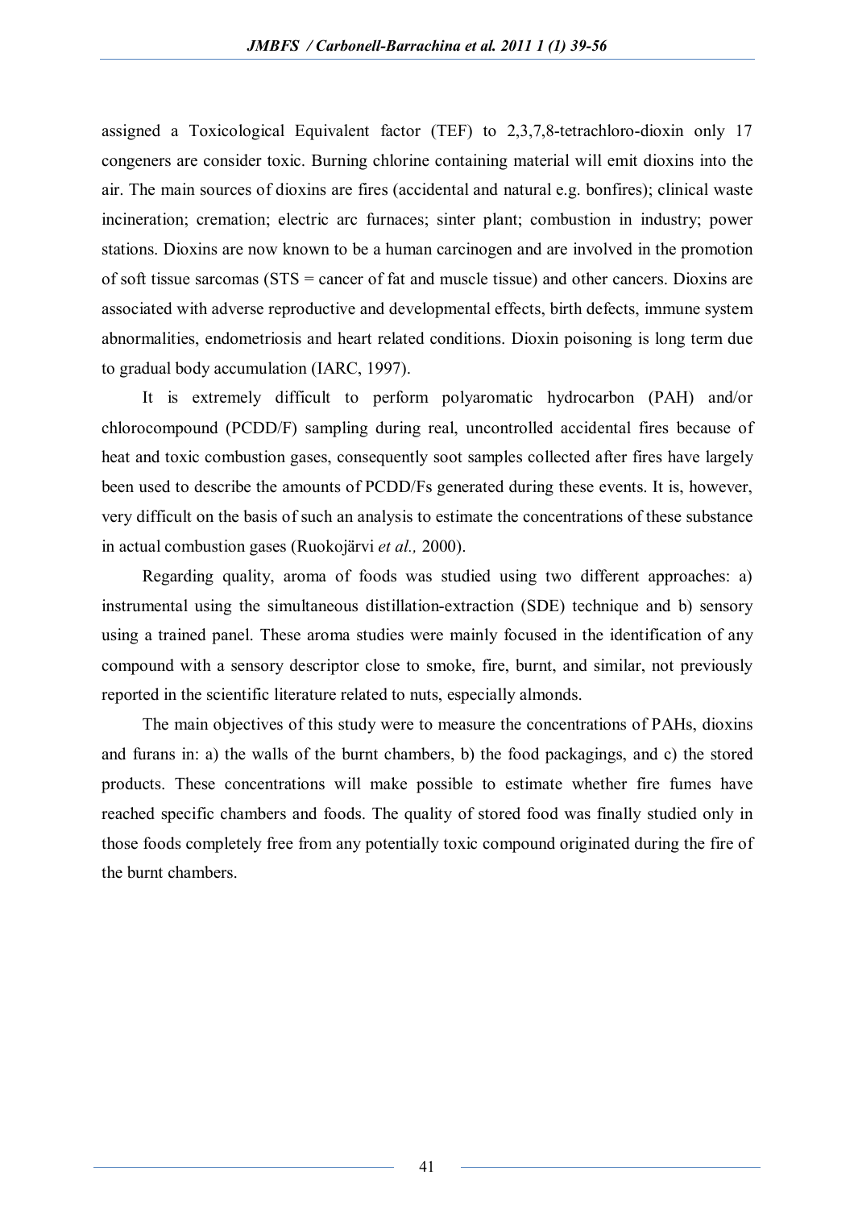assigned a Toxicological Equivalent factor (TEF) to 2,3,7,8-tetrachloro-dioxin only 17 congeners are consider toxic. Burning chlorine containing material will emit dioxins into the air. The main sources of dioxins are fires (accidental and natural e.g. bonfires); clinical waste incineration; cremation; electric arc furnaces; sinter plant; combustion in industry; power stations. Dioxins are now known to be a human carcinogen and are involved in the promotion of soft tissue sarcomas (STS = cancer of fat and muscle tissue) and other cancers. Dioxins are associated with adverse reproductive and developmental effects, birth defects, immune system abnormalities, endometriosis and heart related conditions. Dioxin poisoning is long term due to gradual body accumulation (IARC, 1997).

It is extremely difficult to perform polyaromatic hydrocarbon (PAH) and/or chlorocompound (PCDD/F) sampling during real, uncontrolled accidental fires because of heat and toxic combustion gases, consequently soot samples collected after fires have largely been used to describe the amounts of PCDD/Fs generated during these events. It is, however, very difficult on the basis of such an analysis to estimate the concentrations of these substance in actual combustion gases (Ruokojärvi *et al.,* 2000).

Regarding quality, aroma of foods was studied using two different approaches: a) instrumental using the simultaneous distillation-extraction (SDE) technique and b) sensory using a trained panel. These aroma studies were mainly focused in the identification of any compound with a sensory descriptor close to smoke, fire, burnt, and similar, not previously reported in the scientific literature related to nuts, especially almonds.

The main objectives of this study were to measure the concentrations of PAHs, dioxins and furans in: a) the walls of the burnt chambers, b) the food packagings, and c) the stored products. These concentrations will make possible to estimate whether fire fumes have reached specific chambers and foods. The quality of stored food was finally studied only in those foods completely free from any potentially toxic compound originated during the fire of the burnt chambers.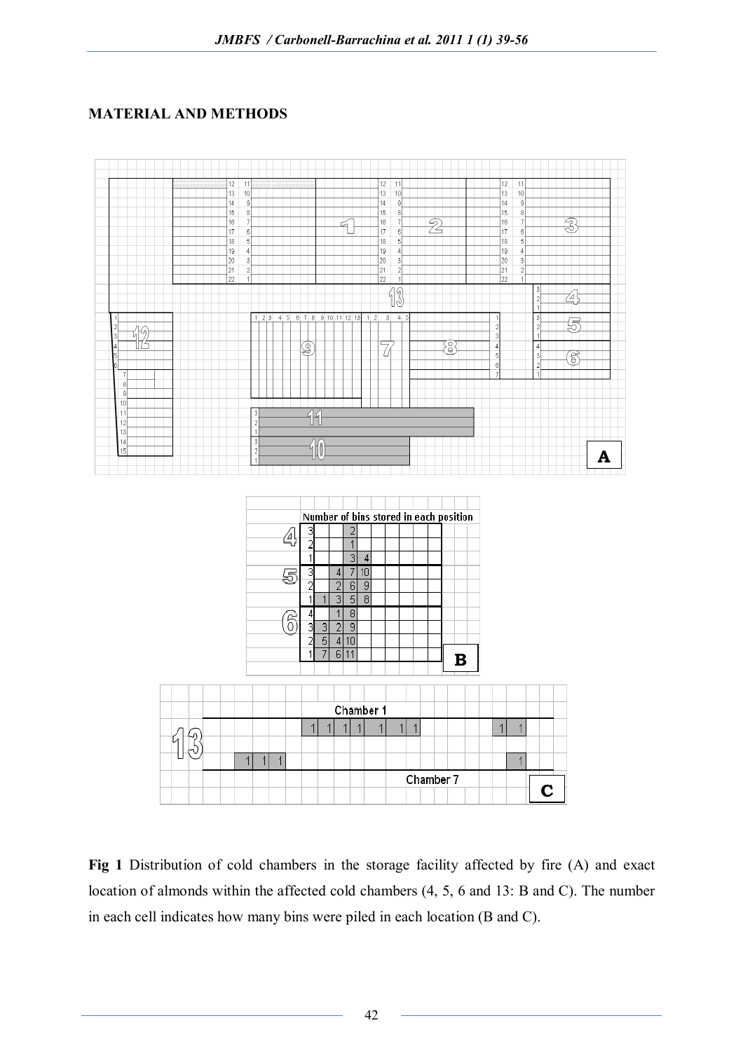## MATERIAL AND METHODS

**Fig 1** Distribution of cold chambers in the storage facility affected by fire (A) and exact location of almonds within the affected cold chambers (4, 5, 6 and 13: B and C). The number in each cell indicates how many bins were piled in each location (B and C).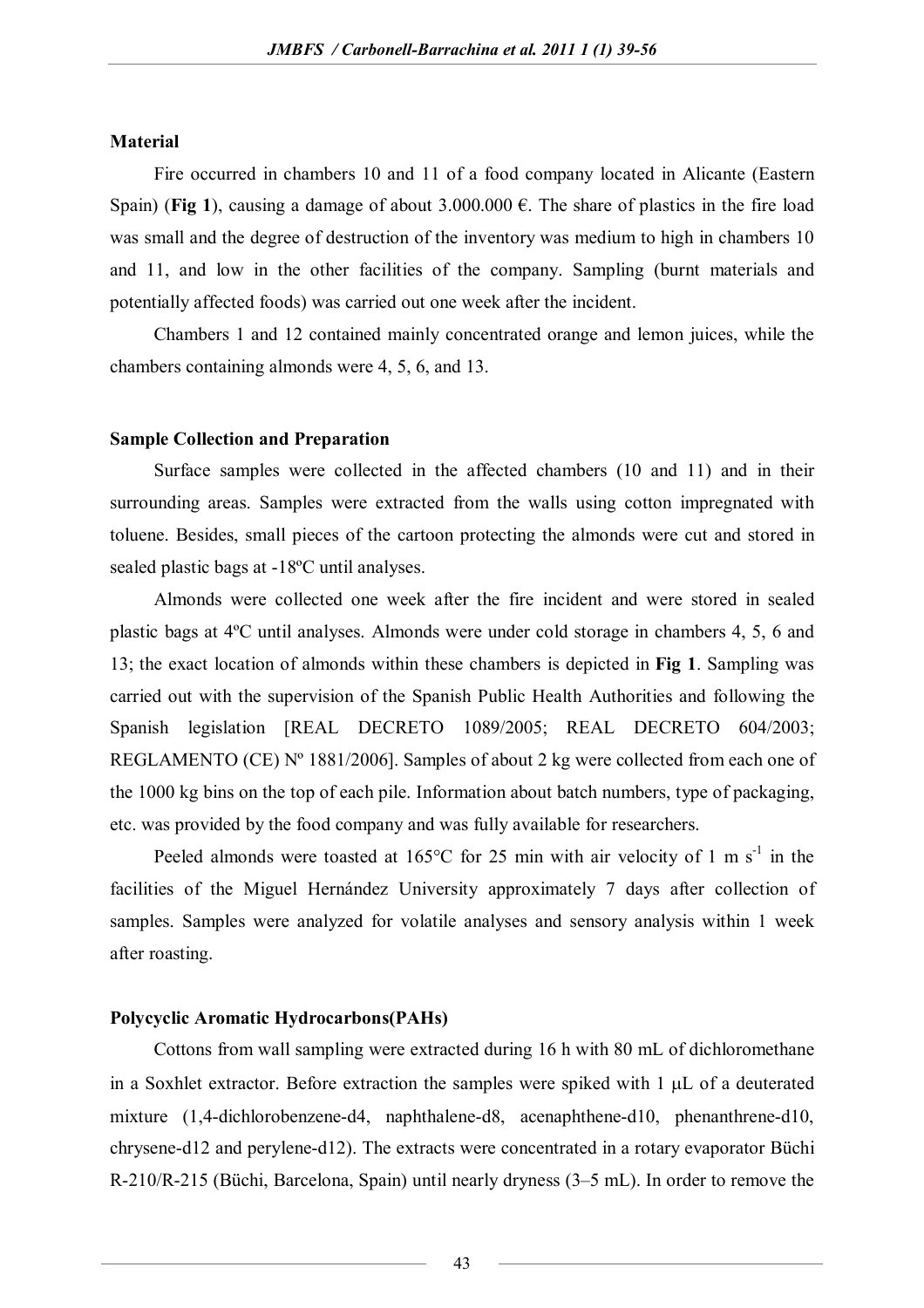### Material

Fire occurred in chambers 10 and 11 of a food company located in Alicante (Eastern Spain) (**Fig 1**), causing a damage of about 3.000.000 €. The share of plastics in the fire load was small and the degree of destruction of the inventory was medium to high in chambers 10 and 11, and low in the other facilities of the company. Sampling (burnt materials and potentially affected foods) was carried out one week after the incident.

Chambers 1 and 12 contained mainly concentrated orange and lemon juices, while the chambers containing almonds were 4, 5, 6, and 13.

### Sample Collection and Preparation

Surface samples were collected in the affected chambers (10 and 11) and in their surrounding areas. Samples were extracted from the walls using cotton impregnated with toluene. Besides, small pieces of the cartoon protecting the almonds were cut and stored in sealed plastic bags at -18ºC until analyses.

Almonds were collected one week after the fire incident and were stored in sealed plastic bags at 4ºC until analyses. Almonds were under cold storage in chambers 4, 5, 6 and 13; the exact location of almonds within these chambers is depicted in **Fig 1**. Sampling was carried out with the supervision of the Spanish Public Health Authorities and following the Spanish legislation [REAL DECRETO 1089/2005; REAL DECRETO 604/2003; REGLAMENTO (CE) Nº 1881/2006]. Samples of about 2 kg were collected from each one of the 1000 kg bins on the top of each pile. Information about batch numbers, type of packaging, etc. was provided by the food company and was fully available for researchers.

Peeled almonds were toasted at 165°C for 25 min with air velocity of 1 m $s^{-1}$ in the facilities of the Miguel Hernández University approximately 7 days after collection of samples. Samples were analyzed for volatile analyses and sensory analysis within 1 week after roasting.

### Polycyclic Aromatic Hydrocarbons(PAHs)

Cottons from wall sampling were extracted during 16 h with 80 mL of dichloromethane in a Soxhlet extractor. Before extraction the samples were spiked with 1 μL of a deuterated mixture (1,4-dichlorobenzene-d4, naphthalene-d8, acenaphthene-d10, phenanthrene-d10, chrysene-d12 and perylene-d12). The extracts were concentrated in a rotary evaporator Büchi R-210/R-215 (Büchi, Barcelona, Spain) until nearly dryness (3–5 mL). In order to remove the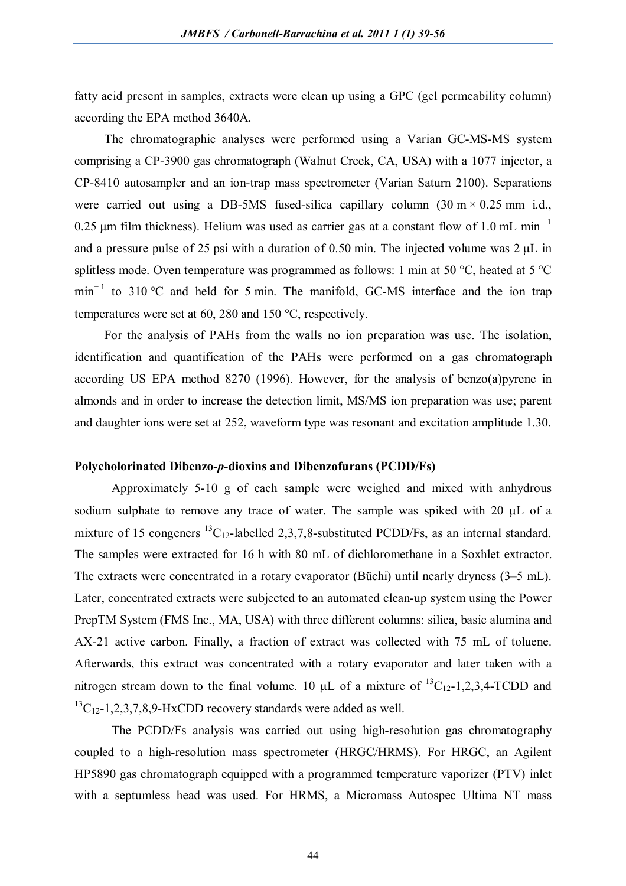fatty acid present in samples, extracts were clean up using a GPC (gel permeability column) according the EPA method 3640A.

The chromatographic analyses were performed using a Varian GC-MS-MS system comprising a CP-3900 gas chromatograph (Walnut Creek, CA, USA) with a 1077 injector, a CP-8410 autosampler and an ion-trap mass spectrometer (Varian Saturn 2100). Separations were carried out using a DB-5MS fused-silica capillary column (30 m × 0.25 mm i.d., 0.25 μm film thickness). Helium was used as carrier gas at a constant flow of 1.0 mL $min^{-1}$ and a pressure pulse of 25 psi with a duration of 0.50 min. The injected volume was 2 μL in splitless mode. Oven temperature was programmed as follows: 1 min at 50 °C, heated at 5 °C $min^{-1}$ to 310 °C and held for 5 min. The manifold, GC-MS interface and the ion trap temperatures were set at 60, 280 and 150 °C, respectively.

For the analysis of PAHs from the walls no ion preparation was use. The isolation, identification and quantification of the PAHs were performed on a gas chromatograph according US EPA method 8270 (1996). However, for the analysis of benzo(a)pyrene in almonds and in order to increase the detection limit, MS/MS ion preparation was use; parent and daughter ions were set at 252, waveform type was resonant and excitation amplitude 1.30.

**Polycholorinated Dibenzo-*p*-dioxins and Dibenzofurans (PCDD/Fs)**

Approximately 5-10 g of each sample were weighed and mixed with anhydrous sodium sulphate to remove any trace of water. The sample was spiked with 20 μL of a mixture of 15 congeners $^{13}C_{12}$-labelled 2,3,7,8-substituted PCDD/Fs, as an internal standard. The samples were extracted for 16 h with 80 mL of dichloromethane in a Soxhlet extractor. The extracts were concentrated in a rotary evaporator (Büchi) until nearly dryness (3–5 mL). Later, concentrated extracts were subjected to an automated clean-up system using the Power PrepTM System (FMS Inc., MA, USA) with three different columns: silica, basic alumina and AX-21 active carbon. Finally, a fraction of extract was collected with 75 mL of toluene. Afterwards, this extract was concentrated with a rotary evaporator and later taken with a nitrogen stream down to the final volume. 10 μL of a mixture of $^{13}C_{12}$-1,2,3,4-TCDD and $^{13}C_{12}$-1,2,3,7,8,9-HxCDD recovery standards were added as well.

The PCDD/Fs analysis was carried out using high-resolution gas chromatography coupled to a high-resolution mass spectrometer (HRGC/HRMS). For HRGC, an Agilent HP5890 gas chromatograph equipped with a programmed temperature vaporizer (PTV) inlet with a septumless head was used. For HRMS, a Micromass Autospec Ultima NT mass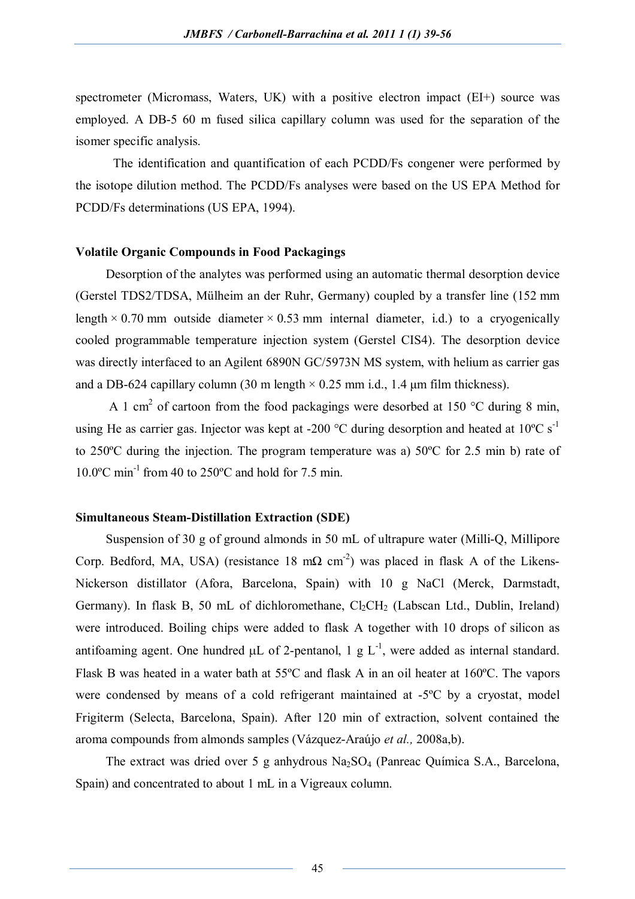spectrometer (Micromass, Waters, UK) with a positive electron impact (EI+) source was employed. A DB-5 60 m fused silica capillary column was used for the separation of the isomer specific analysis.

The identification and quantification of each PCDD/Fs congener were performed by the isotope dilution method. The PCDD/Fs analyses were based on the US EPA Method for PCDD/Fs determinations (US EPA, 1994).

**Volatile Organic Compounds in Food Packagings**

Desorption of the analytes was performed using an automatic thermal desorption device (Gerstel TDS2/TDSA, Mülheim an der Ruhr, Germany) coupled by a transfer line (152 mm length × 0.70 mm outside diameter × 0.53 mm internal diameter, i.d.) to a cryogenically cooled programmable temperature injection system (Gerstel CIS4). The desorption device was directly interfaced to an Agilent 6890N GC/5973N MS system, with helium as carrier gas and a DB-624 capillary column (30 m length × 0.25 mm i.d., 1.4 μm film thickness).

A 1 $cm^2$ of cartoon from the food packagings were desorbed at 150 °C during 8 min, using He as carrier gas. Injector was kept at -200 °C during desorption and heated at 10ºC $s^{-1}$ to 250ºC during the injection. The program temperature was a) 50ºC for 2.5 min b) rate of 10.0ºC $min^{-1}$ from 40 to 250ºC and hold for 7.5 min.

**Simultaneous Steam-Distillation Extraction (SDE)**

Suspension of 30 g of ground almonds in 50 mL of ultrapure water (Milli-Q, Millipore Corp. Bedford, MA, USA) (resistance 18 mΩ $cm^{-2}$) was placed in flask A of the Likens-Nickerson distillator (Afora, Barcelona, Spain) with 10 g NaCl (Merck, Darmstadt, Germany). In flask B, 50 mL of dichloromethane, $Cl_2CH_2$ (Labscan Ltd., Dublin, Ireland) were introduced. Boiling chips were added to flask A together with 10 drops of silicon as antifoaming agent. One hundred μL of 2-pentanol, 1 g $L^{-1}$, were added as internal standard. Flask B was heated in a water bath at 55ºC and flask A in an oil heater at 160ºC. The vapors were condensed by means of a cold refrigerant maintained at -5ºC by a cryostat, model Frigiterm (Selecta, Barcelona, Spain). After 120 min of extraction, solvent contained the aroma compounds from almonds samples (Vázquez-Araújo *et al.,* 2008a,b).

The extract was dried over 5 g anhydrous $Na_2SO_4$ (Panreac Química S.A., Barcelona, Spain) and concentrated to about 1 mL in a Vigreaux column.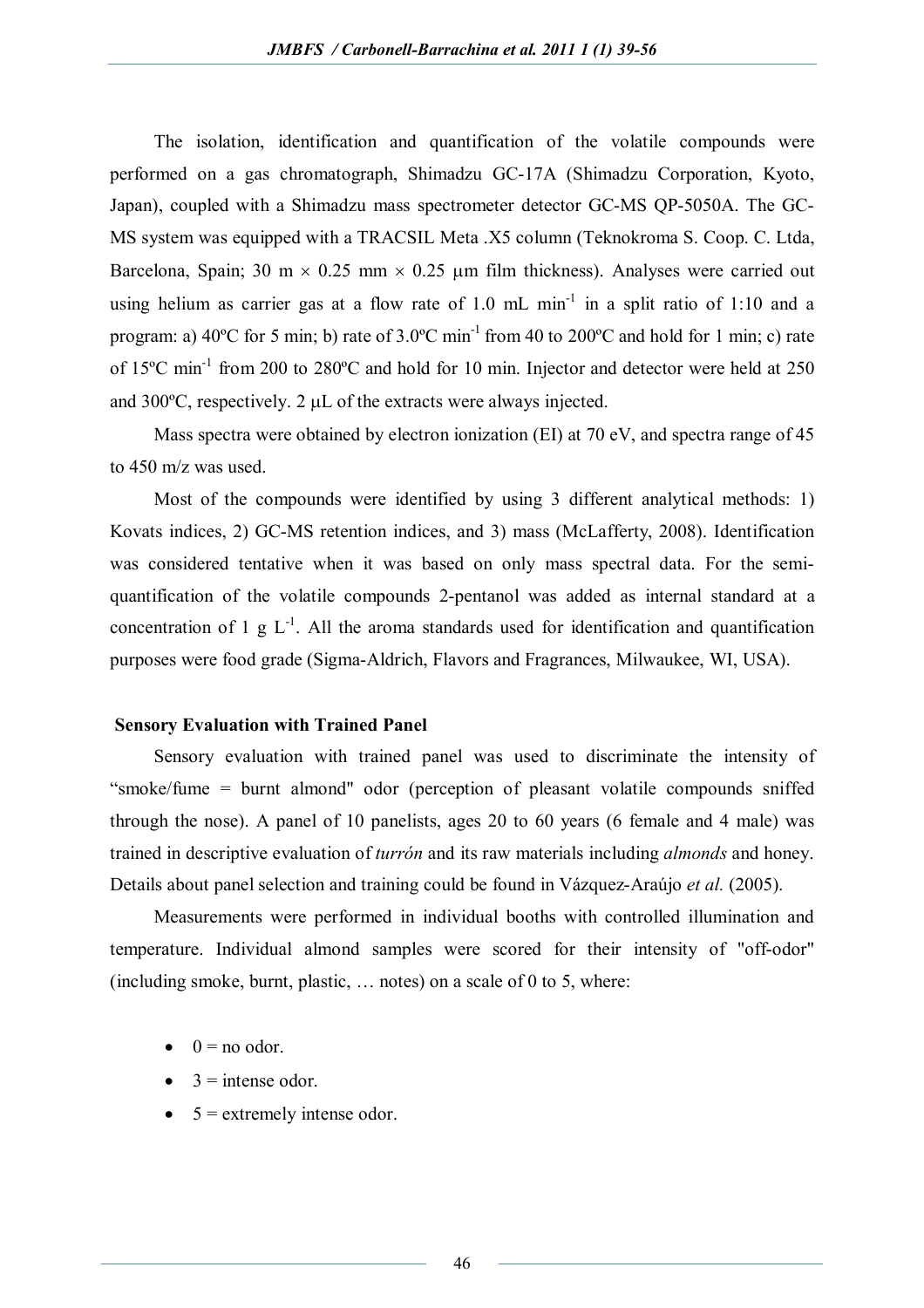The isolation, identification and quantification of the volatile compounds were performed on a gas chromatograph, Shimadzu GC-17A (Shimadzu Corporation, Kyoto, Japan), coupled with a Shimadzu mass spectrometer detector GC-MS QP-5050A. The GC-MS system was equipped with a TRACSIL Meta .X5 column (Teknokroma S. Coop. C. Ltda, Barcelona, Spain; 30 m × 0.25 mm × 0.25 μm film thickness). Analyses were carried out using helium as carrier gas at a flow rate of 1.0 mL min$^{-1}$ in a split ratio of 1:10 and a program: a) 40ºC for 5 min; b) rate of 3.0ºC min$^{-1}$ from 40 to 200ºC and hold for 1 min; c) rate of 15ºC min$^{-1}$ from 200 to 280ºC and hold for 10 min. Injector and detector were held at 250 and 300ºC, respectively. 2 μL of the extracts were always injected.

Mass spectra were obtained by electron ionization (EI) at 70 eV, and spectra range of 45 to 450 m/z was used.

Most of the compounds were identified by using 3 different analytical methods: 1) Kovats indices, 2) GC-MS retention indices, and 3) mass (McLafferty, 2008). Identification was considered tentative when it was based on only mass spectral data. For the semi-quantification of the volatile compounds 2-pentanol was added as internal standard at a concentration of 1 g L$^{-1}$. All the aroma standards used for identification and quantification purposes were food grade (Sigma-Aldrich, Flavors and Fragrances, Milwaukee, WI, USA).

## Sensory Evaluation with Trained Panel

Sensory evaluation with trained panel was used to discriminate the intensity of “smoke/fume = burnt almond" odor (perception of pleasant volatile compounds sniffed through the nose). A panel of 10 panelists, ages 20 to 60 years (6 female and 4 male) was trained in descriptive evaluation of *turrón* and its raw materials including *almonds* and honey. Details about panel selection and training could be found in Vázquez-Araújo *et al.* (2005).

Measurements were performed in individual booths with controlled illumination and temperature. Individual almond samples were scored for their intensity of "off-odor" (including smoke, burnt, plastic, … notes) on a scale of 0 to 5, where:

- 0 = no odor.
- 3 = intense odor.
- 5 = extremely intense odor.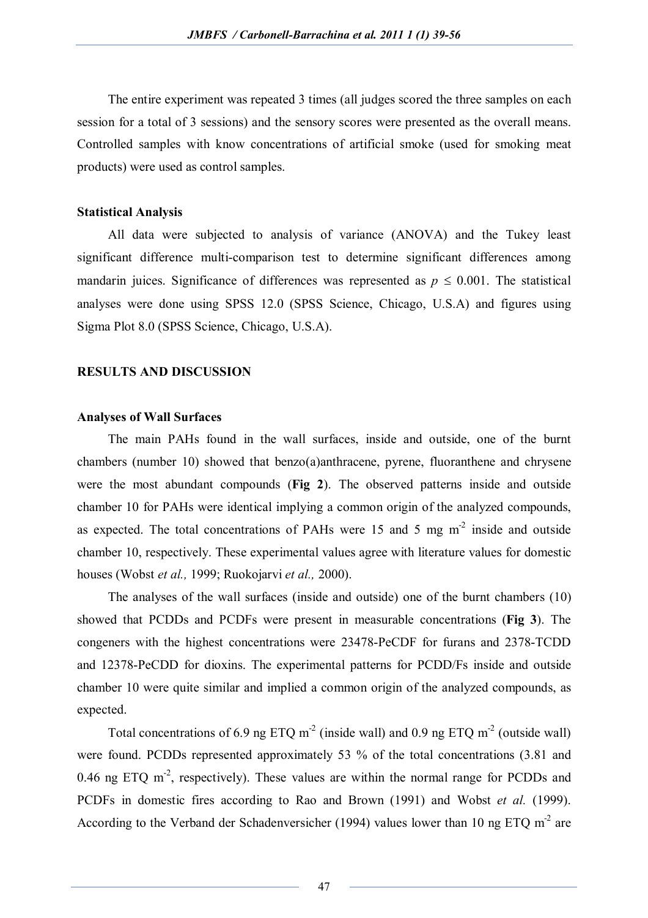The entire experiment was repeated 3 times (all judges scored the three samples on each session for a total of 3 sessions) and the sensory scores were presented as the overall means. Controlled samples with know concentrations of artificial smoke (used for smoking meat products) were used as control samples.

### Statistical Analysis

All data were subjected to analysis of variance (ANOVA) and the Tukey least significant difference multi-comparison test to determine significant differences among mandarin juices. Significance of differences was represented as $p \leq 0.001$. The statistical analyses were done using SPSS 12.0 (SPSS Science, Chicago, U.S.A) and figures using Sigma Plot 8.0 (SPSS Science, Chicago, U.S.A).

## RESULTS AND DISCUSSION

### Analyses of Wall Surfaces

The main PAHs found in the wall surfaces, inside and outside, one of the burnt chambers (number 10) showed that benzo(a)anthracene, pyrene, fluoranthene and chrysene were the most abundant compounds (**Fig 2**). The observed patterns inside and outside chamber 10 for PAHs were identical implying a common origin of the analyzed compounds, as expected. The total concentrations of PAHs were 15 and 5 mg $m^{-2}$ inside and outside chamber 10, respectively. These experimental values agree with literature values for domestic houses (Wobst *et al.,* 1999; Ruokojarvi *et al.,* 2000).

The analyses of the wall surfaces (inside and outside) one of the burnt chambers (10) showed that PCDDs and PCDFs were present in measurable concentrations (**Fig 3**). The congeners with the highest concentrations were 23478-PeCDF for furans and 2378-TCDD and 12378-PeCDD for dioxins. The experimental patterns for PCDD/Fs inside and outside chamber 10 were quite similar and implied a common origin of the analyzed compounds, as expected.

Total concentrations of 6.9 ng ETQ $m^{-2}$ (inside wall) and 0.9 ng ETQ $m^{-2}$ (outside wall) were found. PCDDs represented approximately 53 % of the total concentrations (3.81 and 0.46 ng ETQ $m^{-2}$, respectively). These values are within the normal range for PCDDs and PCDFs in domestic fires according to Rao and Brown (1991) and Wobst *et al.* (1999). According to the Verband der Schadenversicher (1994) values lower than 10 ng ETQ $m^{-2}$ are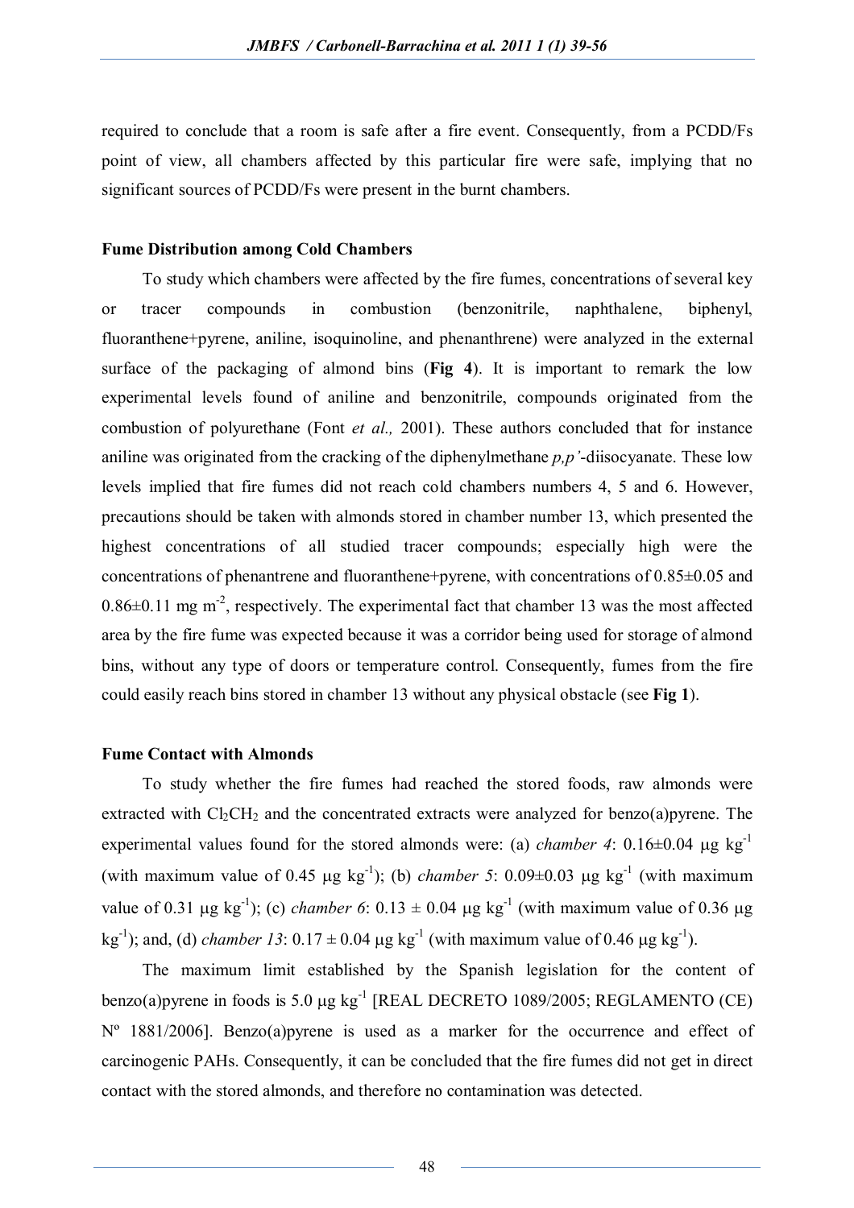required to conclude that a room is safe after a fire event. Consequently, from a PCDD/Fs point of view, all chambers affected by this particular fire were safe, implying that no significant sources of PCDD/Fs were present in the burnt chambers.

**Fume Distribution among Cold Chambers**

To study which chambers were affected by the fire fumes, concentrations of several key or tracer compounds in combustion (benzonitrile, naphthalene, biphenyl, fluoranthene+pyrene, aniline, isoquinoline, and phenanthrene) were analyzed in the external surface of the packaging of almond bins (**Fig 4**). It is important to remark the low experimental levels found of aniline and benzonitrile, compounds originated from the combustion of polyurethane (Font *et al.,* 2001). These authors concluded that for instance aniline was originated from the cracking of the diphenylmethane *p,p'*-diisocyanate. These low levels implied that fire fumes did not reach cold chambers numbers 4, 5 and 6. However, precautions should be taken with almonds stored in chamber number 13, which presented the highest concentrations of all studied tracer compounds; especially high were the concentrations of phenantrene and fluoranthene+pyrene, with concentrations of 0.85±0.05 and 0.86±0.11 mg $m^{-2}$, respectively. The experimental fact that chamber 13 was the most affected area by the fire fume was expected because it was a corridor being used for storage of almond bins, without any type of doors or temperature control. Consequently, fumes from the fire could easily reach bins stored in chamber 13 without any physical obstacle (see **Fig 1**).

**Fume Contact with Almonds**

To study whether the fire fumes had reached the stored foods, raw almonds were extracted with $Cl_2CH_2$ and the concentrated extracts were analyzed for benzo(a)pyrene. The experimental values found for the stored almonds were: (a) *chamber 4*: 0.16±0.04 μg $kg^{-1}$ (with maximum value of 0.45 μg $kg^{-1}$); (b) *chamber 5*: 0.09±0.03 μg $kg^{-1}$ (with maximum value of 0.31 μg $kg^{-1}$); (c) *chamber 6*: 0.13 ± 0.04 μg $kg^{-1}$ (with maximum value of 0.36 μg $kg^{-1}$); and, (d) *chamber 13*: 0.17 ± 0.04 μg $kg^{-1}$ (with maximum value of 0.46 μg $kg^{-1}$).

The maximum limit established by the Spanish legislation for the content of benzo(a)pyrene in foods is 5.0 μg $kg^{-1}$ [REAL DECRETO 1089/2005; REGLAMENTO (CE) Nº 1881/2006]. Benzo(a)pyrene is used as a marker for the occurrence and effect of carcinogenic PAHs. Consequently, it can be concluded that the fire fumes did not get in direct contact with the stored almonds, and therefore no contamination was detected.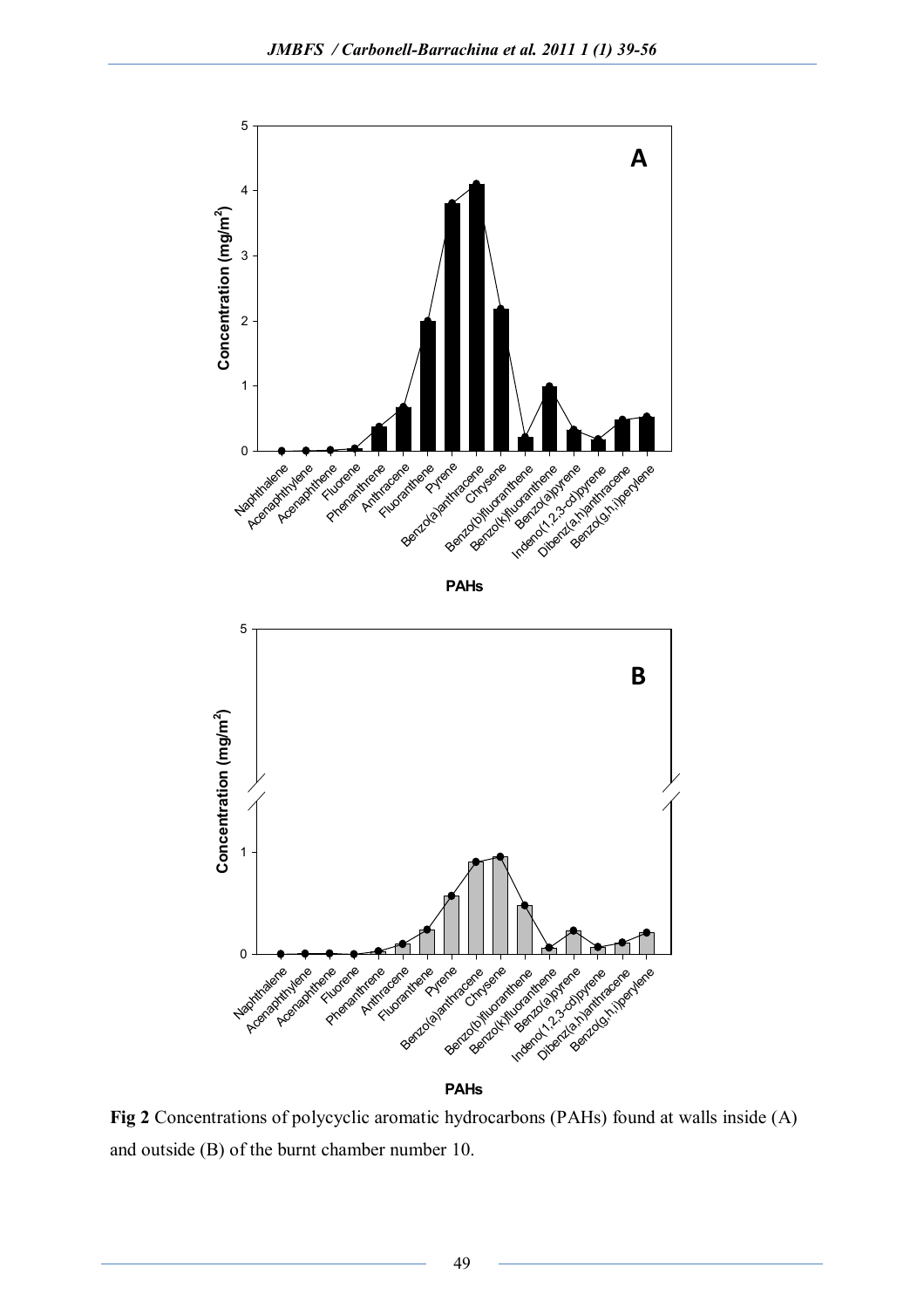**Fig 2** Concentrations of polycyclic aromatic hydrocarbons (PAHs) found at walls inside (A) and outside (B) of the burnt chamber number 10.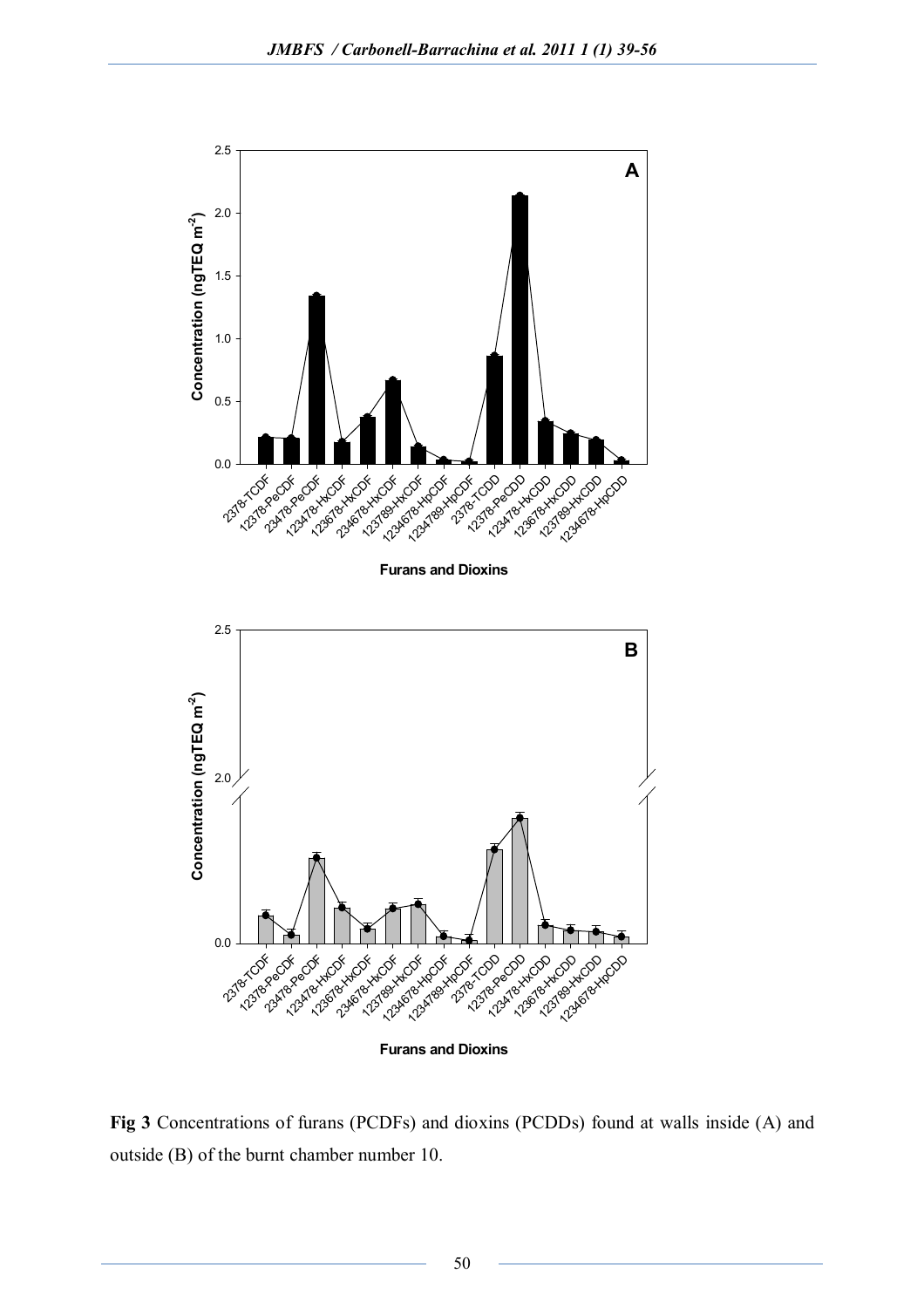**Fig 3** Concentrations of furans (PCDFs) and dioxins (PCDDs) found at walls inside (A) and outside (B) of the burnt chamber number 10.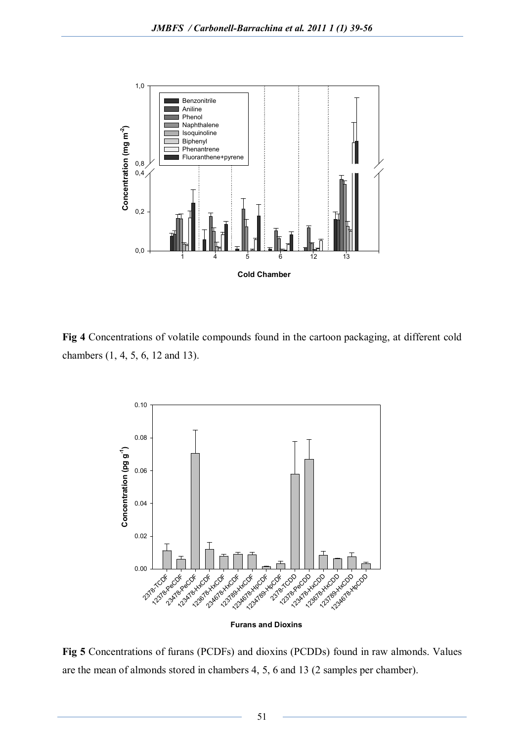**Fig 4** Concentrations of volatile compounds found in the cartoon packaging, at different cold chambers (1, 4, 5, 6, 12 and 13).

**Fig 5** Concentrations of furans (PCDFs) and dioxins (PCDDs) found in raw almonds. Values are the mean of almonds stored in chambers 4, 5, 6 and 13 (2 samples per chamber).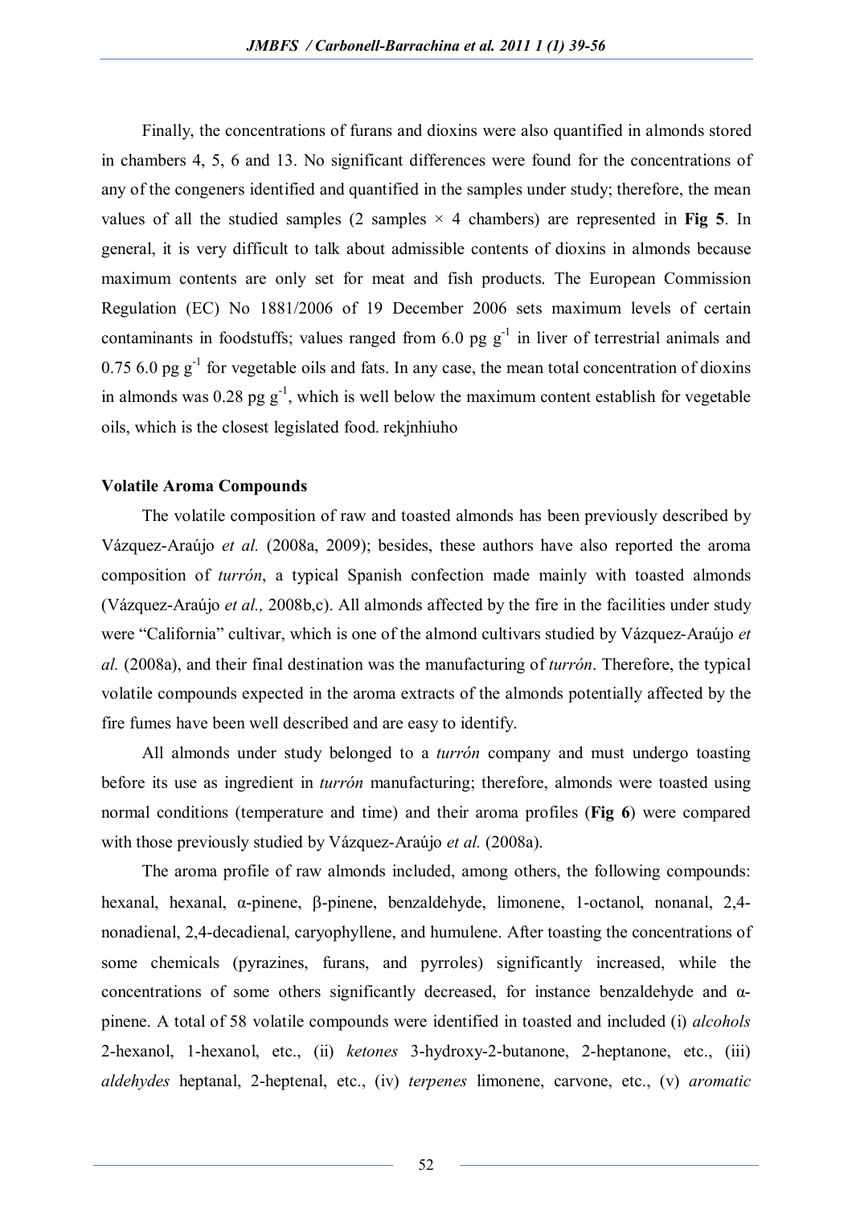Finally, the concentrations of furans and dioxins were also quantified in almonds stored in chambers 4, 5, 6 and 13. No significant differences were found for the concentrations of any of the congeners identified and quantified in the samples under study; therefore, the mean values of all the studied samples (2 samples × 4 chambers) are represented in **Fig 5**. In general, it is very difficult to talk about admissible contents of dioxins in almonds because maximum contents are only set for meat and fish products. The European Commission Regulation (EC) No 1881/2006 of 19 December 2006 sets maximum levels of certain contaminants in foodstuffs; values ranged from 6.0 pg $g^{-1}$ in liver of terrestrial animals and 0.75 6.0 pg $g^{-1}$ for vegetable oils and fats. In any case, the mean total concentration of dioxins in almonds was 0.28 pg $g^{-1}$, which is well below the maximum content establish for vegetable oils, which is the closest legislated food. rekjnhiuho

### Volatile Aroma Compounds

The volatile composition of raw and toasted almonds has been previously described by Vázquez-Araújo *et al.* (2008a, 2009); besides, these authors have also reported the aroma composition of *turrón*, a typical Spanish confection made mainly with toasted almonds (Vázquez-Araújo *et al.,* 2008b,c). All almonds affected by the fire in the facilities under study were "California" cultivar, which is one of the almond cultivars studied by Vázquez-Araújo *et al.* (2008a), and their final destination was the manufacturing of *turrón*. Therefore, the typical volatile compounds expected in the aroma extracts of the almonds potentially affected by the fire fumes have been well described and are easy to identify.

All almonds under study belonged to a *turrón* company and must undergo toasting before its use as ingredient in *turrón* manufacturing; therefore, almonds were toasted using normal conditions (temperature and time) and their aroma profiles (**Fig 6**) were compared with those previously studied by Vázquez-Araújo *et al.* (2008a).

The aroma profile of raw almonds included, among others, the following compounds: hexanal, hexanal, α-pinene, β-pinene, benzaldehyde, limonene, 1-octanol, nonanal, 2,4-nonadienal, 2,4-decadienal, caryophyllene, and humulene. After toasting the concentrations of some chemicals (pyrazines, furans, and pyrroles) significantly increased, while the concentrations of some others significantly decreased, for instance benzaldehyde and α-pinene. A total of 58 volatile compounds were identified in toasted and included (i) *alcohols* 2-hexanol, 1-hexanol, etc., (ii) *ketones* 3-hydroxy-2-butanone, 2-heptanone, etc., (iii) *aldehydes* heptanal, 2-heptenal, etc., (iv) *terpenes* limonene, carvone, etc., (v) *aromatic*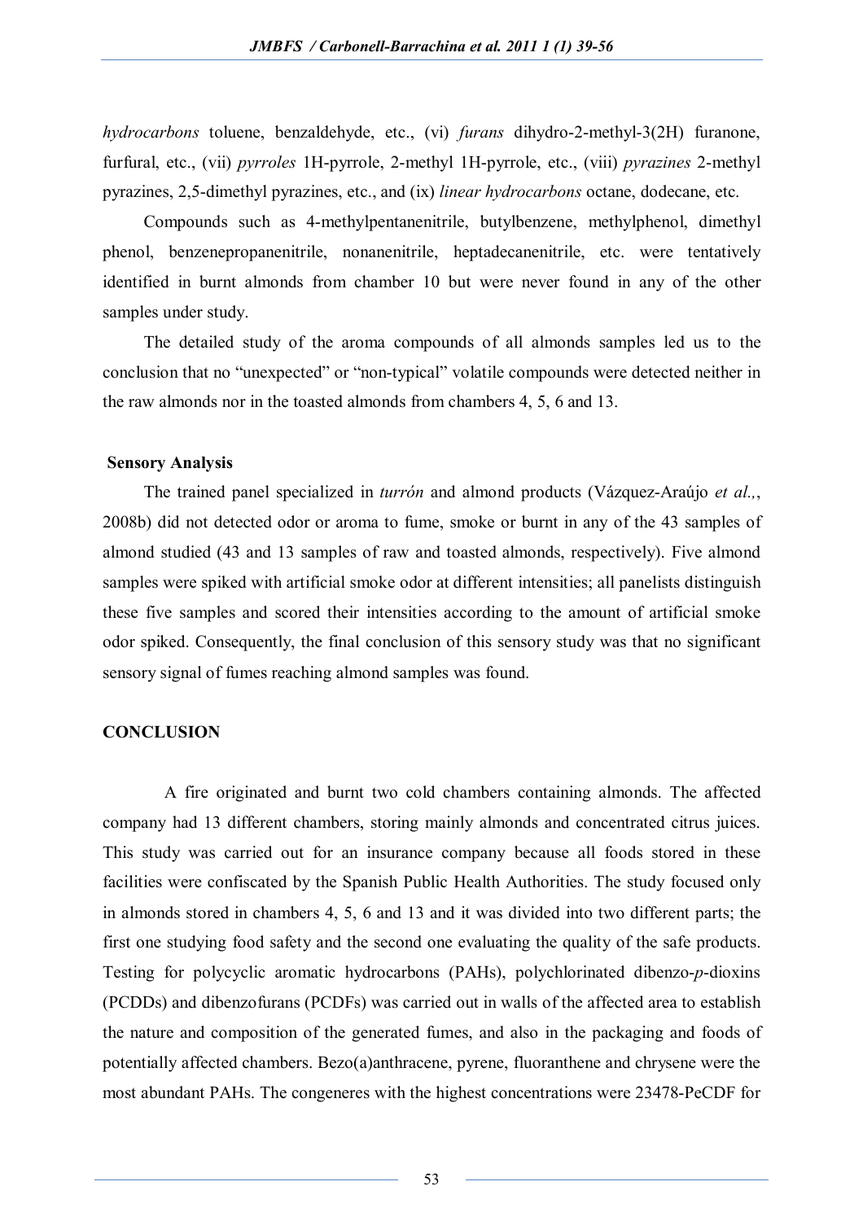*hydrocarbons* toluene, benzaldehyde, etc., (vi) *furans* dihydro-2-methyl-3(2H) furanone, furfural, etc., (vii) *pyrroles* 1H-pyrrole, 2-methyl 1H-pyrrole, etc., (viii) *pyrazines* 2-methyl pyrazines, 2,5-dimethyl pyrazines, etc., and (ix) *linear hydrocarbons* octane, dodecane, etc.

Compounds such as 4-methylpentanenitrile, butylbenzene, methylphenol, dimethyl phenol, benzenepropanenitrile, nonanenitrile, heptadecanenitrile, etc. were tentatively identified in burnt almonds from chamber 10 but were never found in any of the other samples under study.

The detailed study of the aroma compounds of all almonds samples led us to the conclusion that no "unexpected" or "non-typical" volatile compounds were detected neither in the raw almonds nor in the toasted almonds from chambers 4, 5, 6 and 13.

### Sensory Analysis

The trained panel specialized in *turrón* and almond products (Vázquez-Araújo *et al.*,, 2008b) did not detected odor or aroma to fume, smoke or burnt in any of the 43 samples of almond studied (43 and 13 samples of raw and toasted almonds, respectively). Five almond samples were spiked with artificial smoke odor at different intensities; all panelists distinguish these five samples and scored their intensities according to the amount of artificial smoke odor spiked. Consequently, the final conclusion of this sensory study was that no significant sensory signal of fumes reaching almond samples was found.

## CONCLUSION

A fire originated and burnt two cold chambers containing almonds. The affected company had 13 different chambers, storing mainly almonds and concentrated citrus juices. This study was carried out for an insurance company because all foods stored in these facilities were confiscated by the Spanish Public Health Authorities. The study focused only in almonds stored in chambers 4, 5, 6 and 13 and it was divided into two different parts; the first one studying food safety and the second one evaluating the quality of the safe products. Testing for polycyclic aromatic hydrocarbons (PAHs), polychlorinated dibenzo-*p*-dioxins (PCDDs) and dibenzofurans (PCDFs) was carried out in walls of the affected area to establish the nature and composition of the generated fumes, and also in the packaging and foods of potentially affected chambers. Bezo(a)anthracene, pyrene, fluoranthene and chrysene were the most abundant PAHs. The congeneres with the highest concentrations were 23478-PeCDF for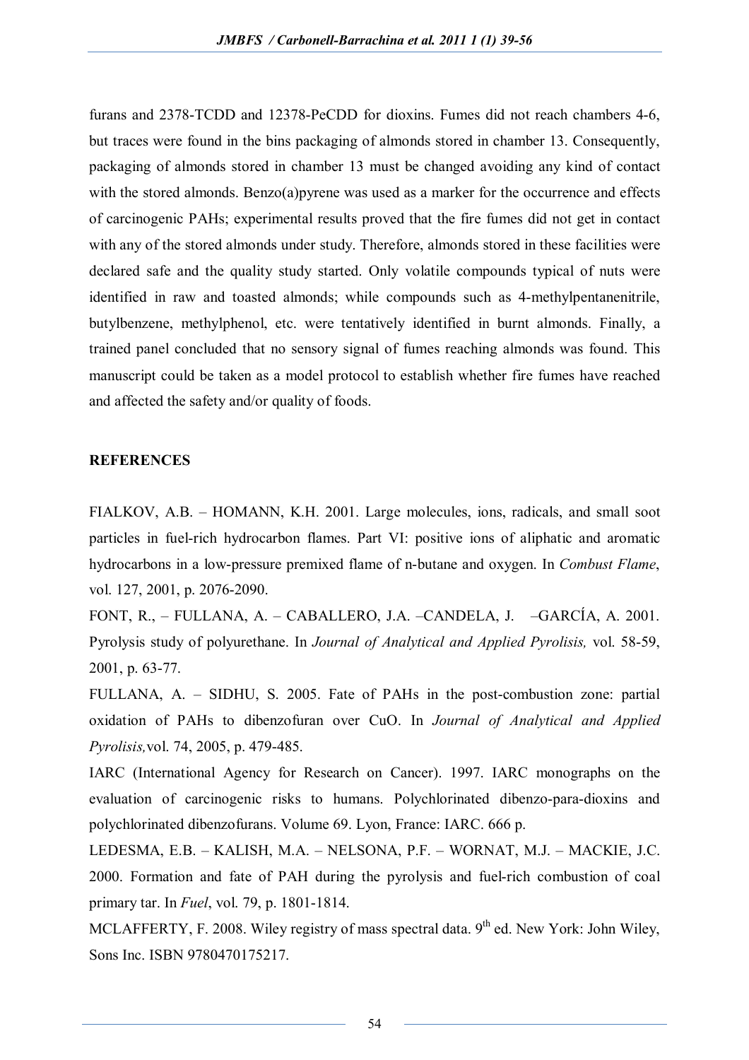furans and 2378-TCDD and 12378-PeCDD for dioxins. Fumes did not reach chambers 4-6, but traces were found in the bins packaging of almonds stored in chamber 13. Consequently, packaging of almonds stored in chamber 13 must be changed avoiding any kind of contact with the stored almonds. Benzo(a)pyrene was used as a marker for the occurrence and effects of carcinogenic PAHs; experimental results proved that the fire fumes did not get in contact with any of the stored almonds under study. Therefore, almonds stored in these facilities were declared safe and the quality study started. Only volatile compounds typical of nuts were identified in raw and toasted almonds; while compounds such as 4-methylpentanenitrile, butylbenzene, methylphenol, etc. were tentatively identified in burnt almonds. Finally, a trained panel concluded that no sensory signal of fumes reaching almonds was found. This manuscript could be taken as a model protocol to establish whether fire fumes have reached and affected the safety and/or quality of foods.

## REFERENCES

FIALKOV, A.B. – HOMANN, K.H. 2001. Large molecules, ions, radicals, and small soot particles in fuel-rich hydrocarbon flames. Part VI: positive ions of aliphatic and aromatic hydrocarbons in a low-pressure premixed flame of n-butane and oxygen. In *Combust Flame*, vol. 127, 2001, p. 2076-2090.

FONT, R., – FULLANA, A. – CABALLERO, J.A. –CANDELA, J. –GARCÍA, A. 2001. Pyrolysis study of polyurethane. In *Journal of Analytical and Applied Pyrolisis,* vol. 58-59, 2001, p. 63-77.

FULLANA, A. – SIDHU, S. 2005. Fate of PAHs in the post-combustion zone: partial oxidation of PAHs to dibenzofuran over CuO. In *Journal of Analytical and Applied Pyrolisis,*vol. 74, 2005, p. 479-485.

IARC (International Agency for Research on Cancer). 1997. IARC monographs on the evaluation of carcinogenic risks to humans. Polychlorinated dibenzo-para-dioxins and polychlorinated dibenzofurans. Volume 69. Lyon, France: IARC. 666 p.

LEDESMA, E.B. – KALISH, M.A. – NELSONA, P.F. – WORNAT, M.J. – MACKIE, J.C. 2000. Formation and fate of PAH during the pyrolysis and fuel-rich combustion of coal primary tar. In *Fuel*, vol. 79, p. 1801-1814.

MCLAFFERTY, F. 2008. Wiley registry of mass spectral data. 9th ed. New York: John Wiley, Sons Inc. ISBN 9780470175217.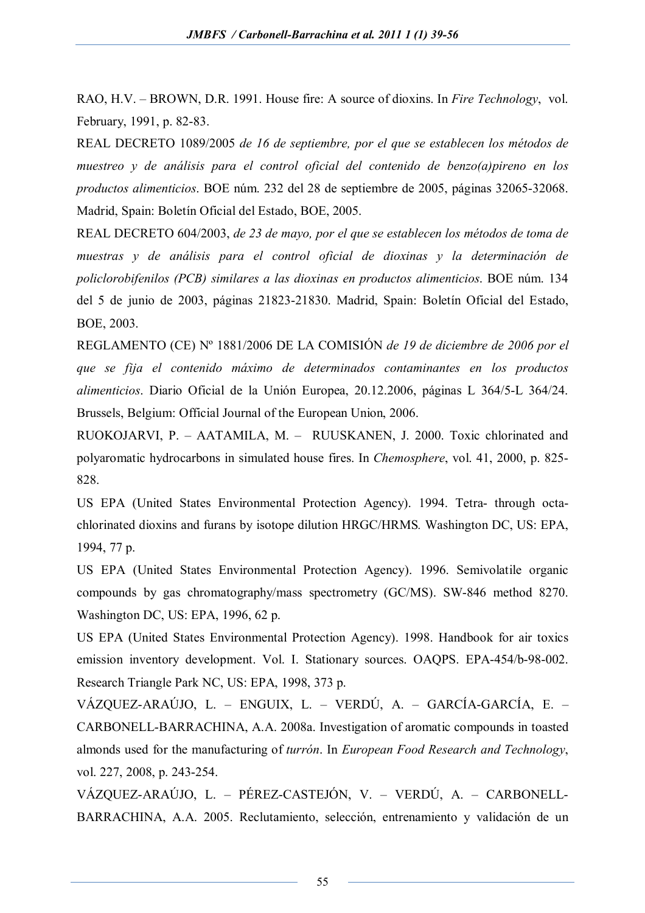RAO, H.V. – BROWN, D.R. 1991. House fire: A source of dioxins. In *Fire Technology*, vol. February, 1991, p. 82-83.

REAL DECRETO 1089/2005 *de 16 de septiembre, por el que se establecen los métodos de muestreo y de análisis para el control oficial del contenido de benzo(a)pireno en los productos alimenticios*. BOE núm. 232 del 28 de septiembre de 2005, páginas 32065-32068. Madrid, Spain: Boletín Oficial del Estado, BOE, 2005.

REAL DECRETO 604/2003, *de 23 de mayo, por el que se establecen los métodos de toma de muestras y de análisis para el control oficial de dioxinas y la determinación de policlorobifenilos (PCB) similares a las dioxinas en productos alimenticios*. BOE núm. 134 del 5 de junio de 2003, páginas 21823-21830. Madrid, Spain: Boletín Oficial del Estado, BOE, 2003.

REGLAMENTO (CE) Nº 1881/2006 DE LA COMISIÓN *de 19 de diciembre de 2006 por el que se fija el contenido máximo de determinados contaminantes en los productos alimenticios*. Diario Oficial de la Unión Europea, 20.12.2006, páginas L 364/5-L 364/24. Brussels, Belgium: Official Journal of the European Union, 2006.

RUOKOJARVI, P. – AATAMILA, M. – RUUSKANEN, J. 2000. Toxic chlorinated and polyaromatic hydrocarbons in simulated house fires. In *Chemosphere*, vol. 41, 2000, p. 825-828.

US EPA (United States Environmental Protection Agency). 1994. Tetra- through octa-chlorinated dioxins and furans by isotope dilution HRGC/HRMS. Washington DC, US: EPA, 1994, 77 p.

US EPA (United States Environmental Protection Agency). 1996. Semivolatile organic compounds by gas chromatography/mass spectrometry (GC/MS). SW-846 method 8270. Washington DC, US: EPA, 1996, 62 p.

US EPA (United States Environmental Protection Agency). 1998. Handbook for air toxics emission inventory development. Vol. I. Stationary sources. OAQPS. EPA-454/b-98-002. Research Triangle Park NC, US: EPA, 1998, 373 p.

VÁZQUEZ-ARAÚJO, L. – ENGUIX, L. – VERDÚ, A. – GARCÍA-GARCÍA, E. – CARBONELL-BARRACHINA, A.A. 2008a. Investigation of aromatic compounds in toasted almonds used for the manufacturing of *turrón*. In *European Food Research and Technology*, vol. 227, 2008, p. 243-254.

VÁZQUEZ-ARAÚJO, L. – PÉREZ-CASTEJÓN, V. – VERDÚ, A. – CARBONELL-BARRACHINA, A.A. 2005. Reclutamiento, selección, entrenamiento y validación de un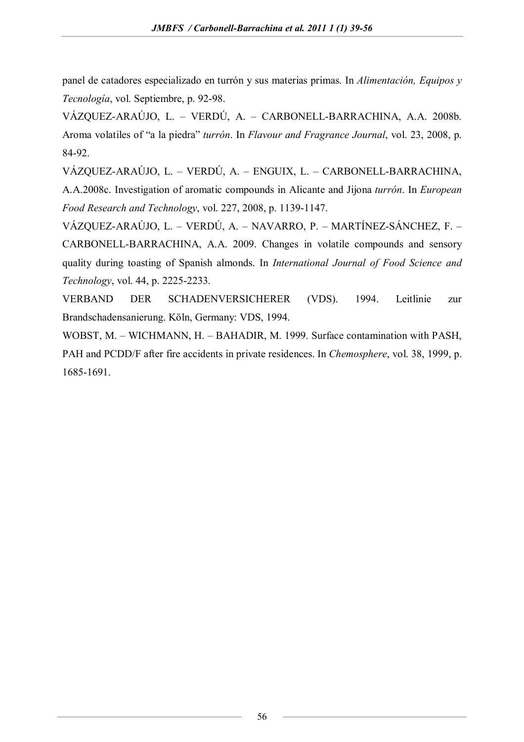panel de catadores especializado en turrón y sus materias primas. In *Alimentación, Equipos y Tecnología*, vol. Septiembre, p. 92-98.

VÁZQUEZ-ARAÚJO, L. – VERDÚ, A. – CARBONELL-BARRACHINA, A.A. 2008b. Aroma volatiles of "a la piedra" *turrón*. In *Flavour and Fragrance Journal*, vol. 23, 2008, p. 84-92.

VÁZQUEZ-ARAÚJO, L. – VERDÚ, A. – ENGUIX, L. – CARBONELL-BARRACHINA, A.A.2008c. Investigation of aromatic compounds in Alicante and Jijona *turrón*. In *European Food Research and Technology*, vol. 227, 2008, p. 1139-1147.

VÁZQUEZ-ARAÚJO, L. – VERDÚ, A. – NAVARRO, P. – MARTÍNEZ-SÁNCHEZ, F. – CARBONELL-BARRACHINA, A.A. 2009. Changes in volatile compounds and sensory quality during toasting of Spanish almonds. In *International Journal of Food Science and Technology*, vol. 44, p. 2225-2233.

VERBAND DER SCHADENVERSICHERER (VDS). 1994. Leitlinie zur Brandschadensanierung. Köln, Germany: VDS, 1994.

WOBST, M. – WICHMANN, H. – BAHADIR, M. 1999. Surface contamination with PASH, PAH and PCDD/F after fire accidents in private residences. In *Chemosphere*, vol. 38, 1999, p. 1685-1691.